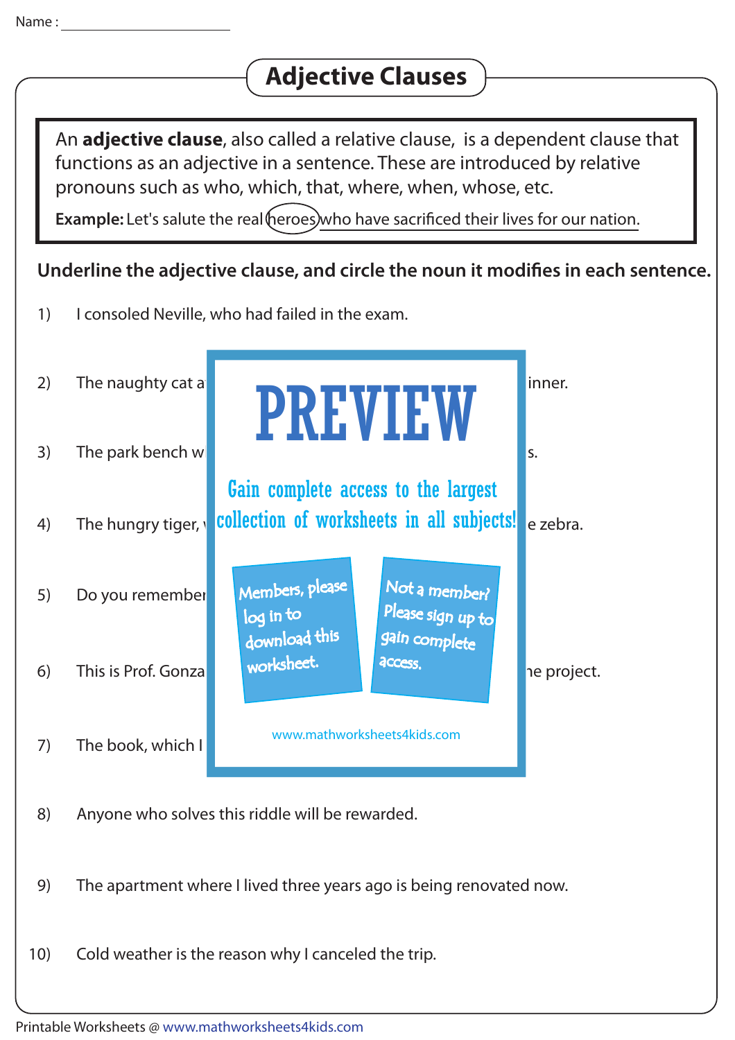Name : ______________________

# Adjective Clauses

An **adjective clause**, also called a relative clause, is a dependent clause that functions as an adjective in a sentence. These are introduced by relative pronouns such as who, which, that, where, when, whose, etc.

**Example:** Let's salute the real heroes who have sacrificed their lives for our nation.

**Underline the adjective clause, and circle the noun it modifies in each sentence.**

1) I consoled Neville, who had failed in the exam.

2) The naughty cat a inner.

3) The park bench w s.

4) The hungry tiger, e zebra.

5) Do you remember

6) This is Prof. Gonza ne project.

7) The book, which I

PREVIEW

Gain complete access to the largest collection of worksheets in all subjects!

Members, please log in to download this worksheet.

Not a member? Please sign up to gain complete access.

www.mathworksheets4kids.com

8) Anyone who solves this riddle will be rewarded.

9) The apartment where I lived three years ago is being renovated now.

10) Cold weather is the reason why I canceled the trip.

Printable Worksheets @ www.mathworksheets4kids.com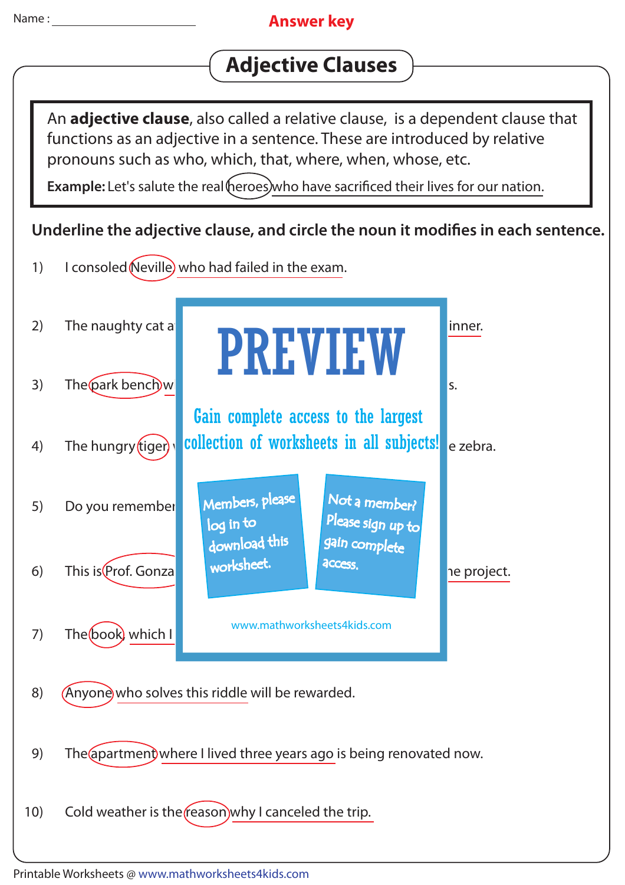Name : ______________________

**Answer key**

# Adjective Clauses

An **adjective clause**, also called a relative clause, is a dependent clause that functions as an adjective in a sentence. These are introduced by relative pronouns such as who, which, that, where, when, whose, etc.

**Example:** Let's salute the real (heroes) <u>who have sacrificed their lives for our nation.</u>

**Underline the adjective clause, and circle the noun it modifies in each sentence.**

1) I consoled (Neville) <u>who had failed in the exam.</u>

2) The naughty cat a... inner.

3) The (park bench) w... s.

4) The hungry (tiger) ... e zebra.

5) Do you remember...

6) This is (Prof. Gonza... ...e project.

7) The (book) <u>which I</u>...

PREVIEW

Gain complete access to the largest collection of worksheets in all subjects!

Members, please log in to download this worksheet.

Not a member? Please sign up to gain complete access.

www.mathworksheets4kids.com

8) (Anyone) <u>who solves this riddle</u> will be rewarded.

9) The (apartment) <u>where I lived three years ago</u> is being renovated now.

10) Cold weather is the (reason) <u>why I canceled the trip.</u>

Printable Worksheets @ www.mathworksheets4kids.com